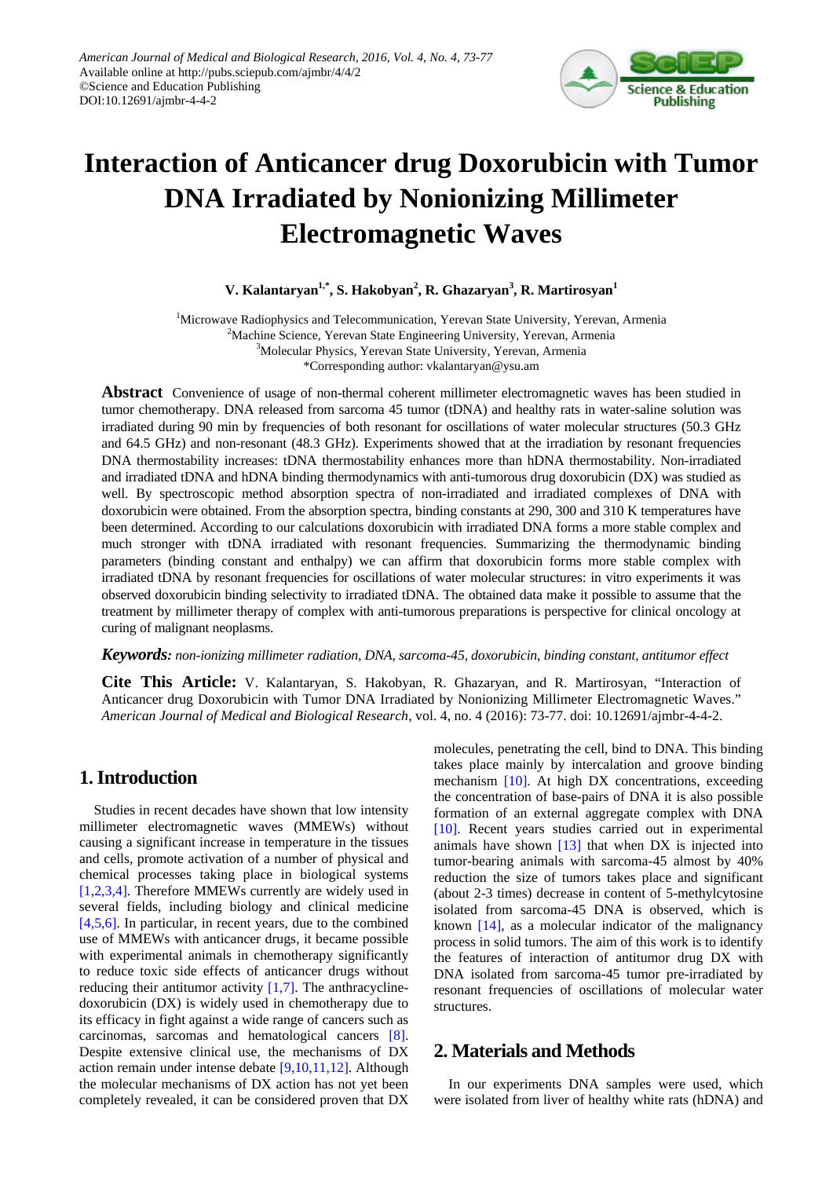# Interaction of Anticancer drug Doxorubicin with Tumor DNA Irradiated by Nonionizing Millimeter Electromagnetic Waves

**V. Kalantaryan[1,*], S. Hakobyan[2], R. Ghazaryan[3], R. Martirosyan[1]**

[1]Microwave Radiophysics and Telecommunication, Yerevan State University, Yerevan, Armenia
[2]Machine Science, Yerevan State Engineering University, Yerevan, Armenia
[3]Molecular Physics, Yerevan State University, Yerevan, Armenia
*Corresponding author: vkalantaryan@ysu.am

**Abstract** Convenience of usage of non-thermal coherent millimeter electromagnetic waves has been studied in tumor chemotherapy. DNA released from sarcoma 45 tumor (tDNA) and healthy rats in water-saline solution was irradiated during 90 min by frequencies of both resonant for oscillations of water molecular structures (50.3 GHz and 64.5 GHz) and non-resonant (48.3 GHz). Experiments showed that at the irradiation by resonant frequencies DNA thermostability increases: tDNA thermostability enhances more than hDNA thermostability. Non-irradiated and irradiated tDNA and hDNA binding thermodynamics with anti-tumorous drug doxorubicin (DX) was studied as well. By spectroscopic method absorption spectra of non-irradiated and irradiated complexes of DNA with doxorubicin were obtained. From the absorption spectra, binding constants at 290, 300 and 310 K temperatures have been determined. According to our calculations doxorubicin with irradiated DNA forms a more stable complex and much stronger with tDNA irradiated with resonant frequencies. Summarizing the thermodynamic binding parameters (binding constant and enthalpy) we can affirm that doxorubicin forms more stable complex with irradiated tDNA by resonant frequencies for oscillations of water molecular structures: in vitro experiments it was observed doxorubicin binding selectivity to irradiated tDNA. The obtained data make it possible to assume that the treatment by millimeter therapy of complex with anti-tumorous preparations is perspective for clinical oncology at curing of malignant neoplasms.

***Keywords:*** *non-ionizing millimeter radiation, DNA, sarcoma-45, doxorubicin, binding constant, antitumor effect*

**Cite This Article:** V. Kalantaryan, S. Hakobyan, R. Ghazaryan, and R. Martirosyan, "Interaction of Anticancer drug Doxorubicin with Tumor DNA Irradiated by Nonionizing Millimeter Electromagnetic Waves." *American Journal of Medical and Biological Research*, vol. 4, no. 4 (2016): 73-77. doi: 10.12691/ajmbr-4-4-2.

## 1. Introduction

Studies in recent decades have shown that low intensity millimeter electromagnetic waves (MMEWs) without causing a significant increase in temperature in the tissues and cells, promote activation of a number of physical and chemical processes taking place in biological systems [1,2,3,4]. Therefore MMEWs currently are widely used in several fields, including biology and clinical medicine [4,5,6]. In particular, in recent years, due to the combined use of MMEWs with anticancer drugs, it became possible with experimental animals in chemotherapy significantly to reduce toxic side effects of anticancer drugs without reducing their antitumor activity [1,7]. The anthracycline-doxorubicin (DX) is widely used in chemotherapy due to its efficacy in fight against a wide range of cancers such as carcinomas, sarcomas and hematological cancers [8]. Despite extensive clinical use, the mechanisms of DX action remain under intense debate [9,10,11,12]. Although the molecular mechanisms of DX action has not yet been completely revealed, it can be considered proven that DX molecules, penetrating the cell, bind to DNA. This binding takes place mainly by intercalation and groove binding mechanism [10]. At high DX concentrations, exceeding the concentration of base-pairs of DNA it is also possible formation of an external aggregate complex with DNA [10]. Recent years studies carried out in experimental animals have shown [13] that when DX is injected into tumor-bearing animals with sarcoma-45 almost by 40% reduction the size of tumors takes place and significant (about 2-3 times) decrease in content of 5-methylcytosine isolated from sarcoma-45 DNA is observed, which is known [14], as a molecular indicator of the malignancy process in solid tumors. The aim of this work is to identify the features of interaction of antitumor drug DX with DNA isolated from sarcoma-45 tumor pre-irradiated by resonant frequencies of oscillations of molecular water structures.

## 2. Materials and Methods

In our experiments DNA samples were used, which were isolated from liver of healthy white rats (hDNA) and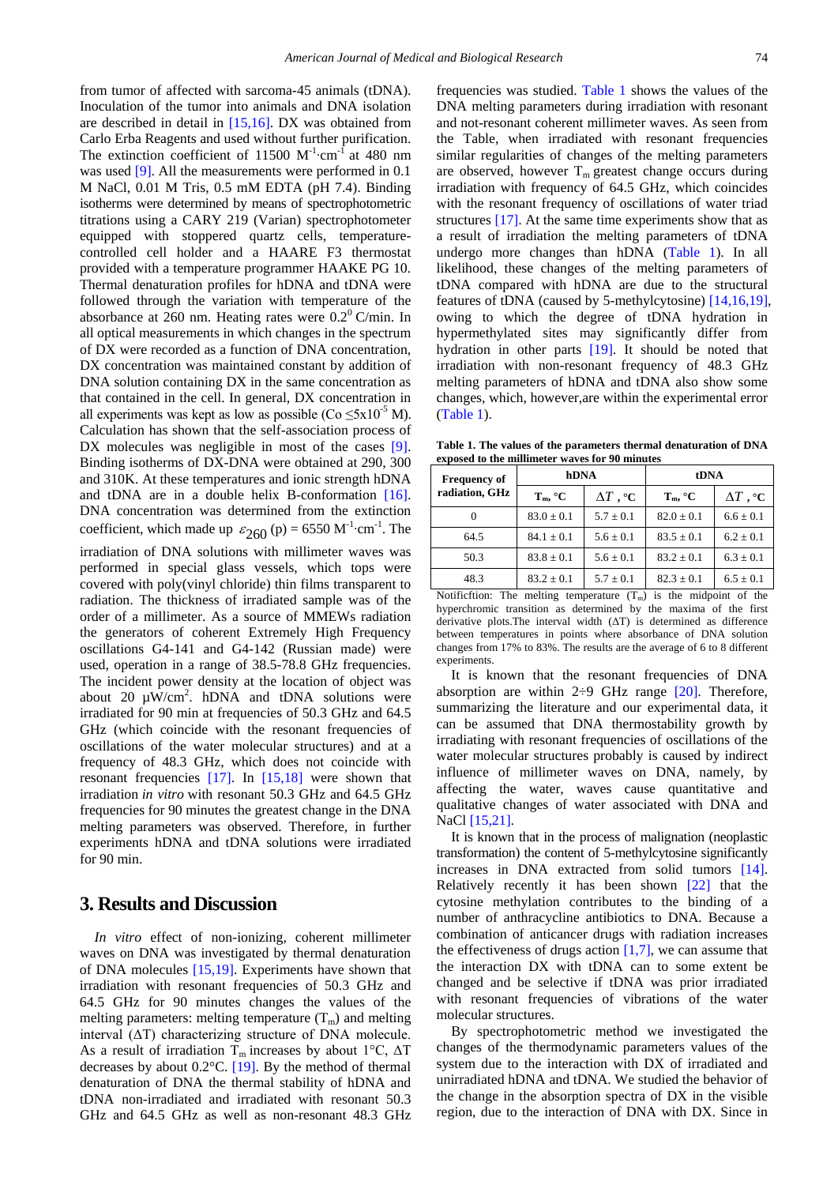from tumor of affected with sarcoma-45 animals (tDNA). Inoculation of the tumor into animals and DNA isolation are described in detail in [15,16]. DX was obtained from Carlo Erba Reagents and used without further purification. The extinction coefficient of 11500 $M^{-1}\cdot cm^{-1}$ at 480 nm was used [9]. All the measurements were performed in 0.1 M NaCl, 0.01 M Tris, 0.5 mM EDTA (pH 7.4). Binding isotherms were determined by means of spectrophotometric titrations using a CARY 219 (Varian) spectrophotometer equipped with stoppered quartz cells, temperature-controlled cell holder and a HAARE F3 thermostat provided with a temperature programmer HAAKE PG 10. Thermal denaturation profiles for hDNA and tDNA were followed through the variation with temperature of the absorbance at 260 nm. Heating rates were $0.2^0$ C/min. In all optical measurements in which changes in the spectrum of DX were recorded as a function of DNA concentration, DX concentration was maintained constant by addition of DNA solution containing DX in the same concentration as that contained in the cell. In general, DX concentration in all experiments was kept as low as possible ($C_o \leq 5x10^{-5}$ M). Calculation has shown that the self-association process of DX molecules was negligible in most of the cases [9]. Binding isotherms of DX-DNA were obtained at 290, 300 and 310K. At these temperatures and ionic strength hDNA and tDNA are in a double helix B-conformation [16]. DNA concentration was determined from the extinction coefficient, which made up $\varepsilon_{260}$ (p) = 6550 $M^{-1}\cdot cm^{-1}$. The irradiation of DNA solutions with millimeter waves was performed in special glass vessels, which tops were covered with poly(vinyl chloride) thin films transparent to radiation. The thickness of irradiated sample was of the order of a millimeter. As a source of MMEWs radiation the generators of coherent Extremely High Frequency oscillations G4-141 and G4-142 (Russian made) were used, operation in a range of 38.5-78.8 GHz frequencies. The incident power density at the location of object was about 20 $\mu W/cm^2$. hDNA and tDNA solutions were irradiated for 90 min at frequencies of 50.3 GHz and 64.5 GHz (which coincide with the resonant frequencies of oscillations of the water molecular structures) and at a frequency of 48.3 GHz, which does not coincide with resonant frequencies [17]. In [15,18] were shown that irradiation *in vitro* with resonant 50.3 GHz and 64.5 GHz frequencies for 90 minutes the greatest change in the DNA melting parameters was observed. Therefore, in further experiments hDNA and tDNA solutions were irradiated for 90 min.

## 3. Results and Discussion

*In vitro* effect of non-ionizing, coherent millimeter waves on DNA was investigated by thermal denaturation of DNA molecules [15,19]. Experiments have shown that irradiation with resonant frequencies of 50.3 GHz and 64.5 GHz for 90 minutes changes the values of the melting parameters: melting temperature ($T_m$) and melting interval ($\Delta T$) characterizing structure of DNA molecule. As a result of irradiation $T_m$ increases by about 1°C, $\Delta T$ decreases by about 0.2°C. [19]. By the method of thermal denaturation of DNA the thermal stability of hDNA and tDNA non-irradiated and irradiated with resonant 50.3 GHz and 64.5 GHz as well as non-resonant 48.3 GHz frequencies was studied. Table 1 shows the values of the DNA melting parameters during irradiation with resonant and not-resonant coherent millimeter waves. As seen from the Table, when irradiated with resonant frequencies similar regularities of changes of the melting parameters are observed, however $T_m$ greatest change occurs during irradiation with frequency of 64.5 GHz, which coincides with the resonant frequency of oscillations of water triad structures [17]. At the same time experiments show that as a result of irradiation the melting parameters of tDNA undergo more changes than hDNA (Table 1). In all likelihood, these changes of the melting parameters of tDNA compared with hDNA are due to the structural features of tDNA (caused by 5-methylcytosine) [14,16,19], owing to which the degree of tDNA hydration in hypermethylated sites may significantly differ from hydration in other parts [19]. It should be noted that irradiation with non-resonant frequency of 48.3 GHz melting parameters of hDNA and tDNA also show some changes, which, however,are within the experimental error (Table 1).

**Table 1. The values of the parameters thermal denaturation of DNA exposed to the millimeter waves for 90 minutes**

| Frequency of radiation, GHz | hDNA | | tDNA | |
|---|---|---|---|---|
| | $T_m$, °C | $\Delta T$, °C | $T_m$, °C | $\Delta T$, °C |
| 0 | 83.0 ± 0.1 | 5.7 ± 0.1 | 82.0 ± 0.1 | 6.6 ± 0.1 |
| 64.5 | 84.1 ± 0.1 | 5.6 ± 0.1 | 83.5 ± 0.1 | 6.2 ± 0.1 |
| 50.3 | 83.8 ± 0.1 | 5.6 ± 0.1 | 83.2 ± 0.1 | 6.3 ± 0.1 |
| 48.3 | 83.2 ± 0.1 | 5.7 ± 0.1 | 82.3 ± 0.1 | 6.5 ± 0.1 |

Notifictiion: The melting temperature ($T_m$) is the midpoint of the hyperchromic transition as determined by the maxima of the first derivative plots.The interval width ($\Delta T$) is determined as difference between temperatures in points where absorbance of DNA solution changes from 17% to 83%. The results are the average of 6 to 8 different experiments.

It is known that the resonant frequencies of DNA absorption are within 2÷9 GHz range [20]. Therefore, summarizing the literature and our experimental data, it can be assumed that DNA thermostability growth by irradiating with resonant frequencies of oscillations of the water molecular structures probably is caused by indirect influence of millimeter waves on DNA, namely, by affecting the water, waves cause quantitative and qualitative changes of water associated with DNA and NaCl [15,21].

It is known that in the process of malignation (neoplastic transformation) the content of 5-methylcytosine significantly increases in DNA extracted from solid tumors [14]. Relatively recently it has been shown [22] that the cytosine methylation contributes to the binding of a number of anthracycline antibiotics to DNA. Because a combination of anticancer drugs with radiation increases the effectiveness of drugs action [1,7], we can assume that the interaction DX with tDNA can to some extent be changed and be selective if tDNA was prior irradiated with resonant frequencies of vibrations of the water molecular structures.

By spectrophotometric method we investigated the changes of the thermodynamic parameters values of the system due to the interaction with DX of irradiated and unirradiated hDNA and tDNA. We studied the behavior of the change in the absorption spectra of DX in the visible region, due to the interaction of DNA with DX. Since in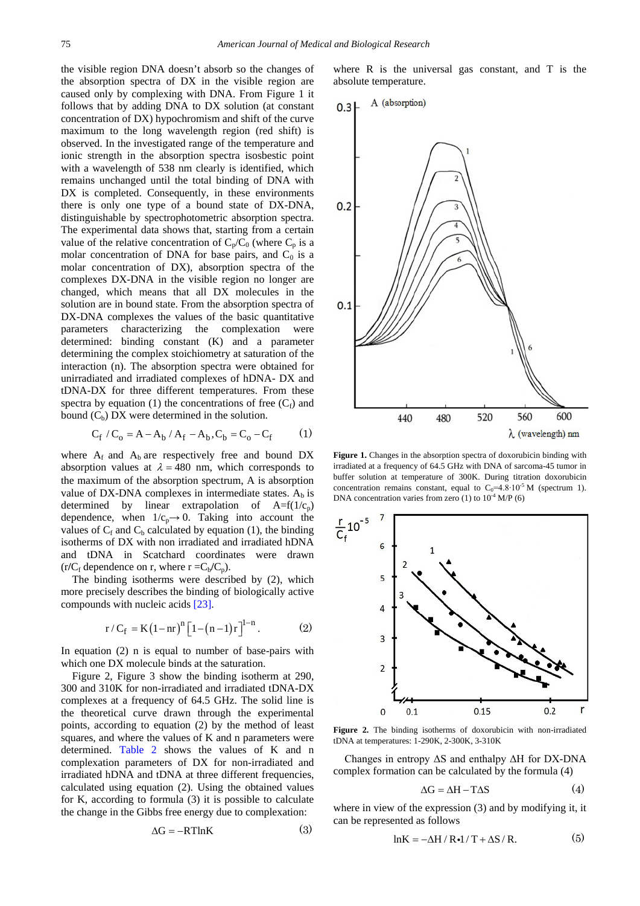the visible region DNA doesn't absorb so the changes of the absorption spectra of DX in the visible region are caused only by complexing with DNA. From Figure 1 it follows that by adding DNA to DX solution (at constant concentration of DX) hypochromism and shift of the curve maximum to the long wavelength region (red shift) is observed. In the investigated range of the temperature and ionic strength in the absorption spectra isosbestic point with a wavelength of 538 nm clearly is identified, which remains unchanged until the total binding of DNA with DX is completed. Consequently, in these environments there is only one type of a bound state of DX-DNA, distinguishable by spectrophotometric absorption spectra. The experimental data shows that, starting from a certain value of the relative concentration of $C_p/C_0$ (where $C_p$ is a molar concentration of DNA for base pairs, and $C_0$ is a molar concentration of DX), absorption spectra of the complexes DX-DNA in the visible region no longer are changed, which means that all DX molecules in the solution are in bound state. From the absorption spectra of DX-DNA complexes the values of the basic quantitative parameters characterizing the complexation were determined: binding constant (K) and a parameter determining the complex stoichiometry at saturation of the interaction (n). The absorption spectra were obtained for unirradiated and irradiated complexes of hDNA- DX and tDNA-DX for three different temperatures. From these spectra by equation (1) the concentrations of free ($C_f$) and bound ($C_b$) DX were determined in the solution.

$$C_f / C_o = A - A_b / A_f - A_b, C_b = C_o - C_f \qquad (1)$$

where $A_f$ and $A_b$ are respectively free and bound DX absorption values at $\lambda = 480$ nm, which corresponds to the maximum of the absorption spectrum, A is absorption value of DX-DNA complexes in intermediate states. $A_b$ is determined by linear extrapolation of $A=f(1/c_p)$ dependence, when $1/c_p \rightarrow 0$. Taking into account the values of $C_f$ and $C_b$ calculated by equation (1), the binding isotherms of DX with non irradiated and irradiated hDNA and tDNA in Scatchard coordinates were drawn ($r/C_f$ dependence on r, where $r = C_b/C_p$).

The binding isotherms were described by (2), which more precisely describes the binding of biologically active compounds with nucleic acids [23].

$$r / C_f = K(1 - nr)^n \left[1 - (n-1)r\right]^{1-n}. \qquad (2)$$

In equation (2) n is equal to number of base-pairs with which one DX molecule binds at the saturation.

Figure 2, Figure 3 show the binding isotherm at 290, 300 and 310K for non-irradiated and irradiated tDNA-DX complexes at a frequency of 64.5 GHz. The solid line is the theoretical curve drawn through the experimental points, according to equation (2) by the method of least squares, and where the values of K and n parameters were determined. Table 2 shows the values of K and n complexation parameters of DX for non-irradiated and irradiated hDNA and tDNA at three different frequencies, calculated using equation (2). Using the obtained values for K, according to formula (3) it is possible to calculate the change in the Gibbs free energy due to complexation:

$$\Delta G = -RT\ln K \qquad (3)$$

where R is the universal gas constant, and T is the absolute temperature.

**Figure 1.** Changes in the absorption spectra of doxorubicin binding with irradiated at a frequency of 64.5 GHz with DNA of sarcoma-45 tumor in buffer solution at temperature of 300K. During titration doxorubicin concentration remains constant, equal to $C_0=4.8\cdot10^{-5}$ M (spectrum 1). DNA concentration varies from zero (1) to $10^{-4}$ M/P (6)

**Figure 2.** The binding isotherms of doxorubicin with non-irradiated tDNA at temperatures: 1-290K, 2-300K, 3-310K

Changes in entropy $\Delta S$ and enthalpy $\Delta H$ for DX-DNA complex formation can be calculated by the formula (4)

$$\Delta G = \Delta H - T\Delta S \qquad (4)$$

where in view of the expression (3) and by modifying it, it can be represented as follows

$$\ln K = -\Delta H / R \bullet 1/T + \Delta S / R. \qquad (5)$$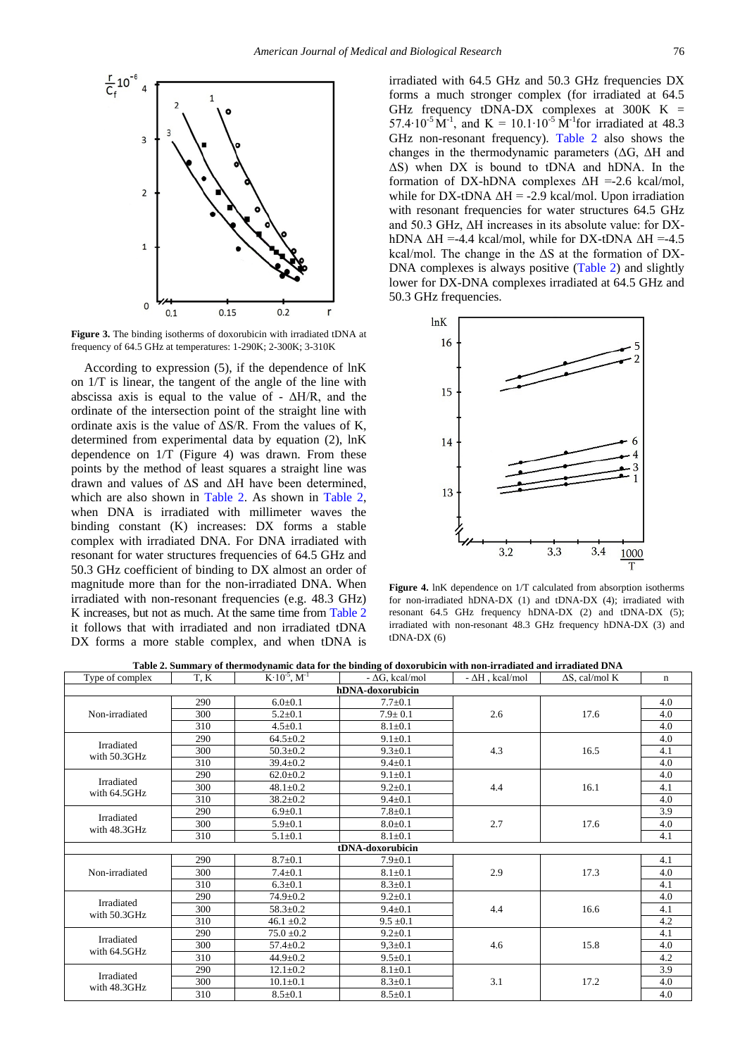Figure 3. The binding isotherms of doxorubicin with irradiated tDNA at frequency of 64.5 GHz at temperatures: 1-290K; 2-300K; 3-310K

According to expression (5), if the dependence of lnK on 1/T is linear, the tangent of the angle of the line with abscissa axis is equal to the value of - ΔH/R, and the ordinate of the intersection point of the straight line with ordinate axis is the value of ΔS/R. From the values of K, determined from experimental data by equation (2), lnK dependence on 1/T (Figure 4) was drawn. From these points by the method of least squares a straight line was drawn and values of ΔS and ΔH have been determined, which are also shown in Table 2. As shown in Table 2, when DNA is irradiated with millimeter waves the binding constant (K) increases: DX forms a stable complex with irradiated DNA. For DNA irradiated with resonant for water structures frequencies of 64.5 GHz and 50.3 GHz coefficient of binding to DX almost an order of magnitude more than for the non-irradiated DNA. When irradiated with non-resonant frequencies (e.g. 48.3 GHz) K increases, but not as much. At the same time from Table 2 it follows that with irradiated and non irradiated tDNA DX forms a more stable complex, and when tDNA is irradiated with 64.5 GHz and 50.3 GHz frequencies DX forms a much stronger complex (for irradiated at 64.5 GHz frequency tDNA-DX complexes at 300K $K = 57.4 \cdot 10^{-5} M^{-1}$, and $K = 10.1 \cdot 10^{-5} M^{-1}$ for irradiated at 48.3 GHz non-resonant frequency). Table 2 also shows the changes in the thermodynamic parameters (ΔG, ΔH and ΔS) when DX is bound to tDNA and hDNA. In the formation of DX-hDNA complexes ΔH =-2.6 kcal/mol, while for DX-tDNA ΔH = -2.9 kcal/mol. Upon irradiation with resonant frequencies for water structures 64.5 GHz and 50.3 GHz, ΔH increases in its absolute value: for DX-hDNA ΔH =-4.4 kcal/mol, while for DX-tDNA ΔH =-4.5 kcal/mol. The change in the ΔS at the formation of DX-DNA complexes is always positive (Table 2) and slightly lower for DX-DNA complexes irradiated at 64.5 GHz and 50.3 GHz frequencies.

Figure 4. lnK dependence on 1/T calculated from absorption isotherms for non-irradiated hDNA-DX (1) and tDNA-DX (4); irradiated with resonant 64.5 GHz frequency hDNA-DX (2) and tDNA-DX (5); irradiated with non-resonant 48.3 GHz frequency hDNA-DX (3) and tDNA-DX (6)

**Table 2. Summary of thermodynamic data for the binding of doxorubicin with non-irradiated and irradiated DNA**

| Type of complex | T, K | $K \cdot 10^{-5}$, $M^{-1}$ | - ΔG, kcal/mol | - ΔH , kcal/mol | ΔS, cal/mol K | n |
|---|---|---|---|---|---|---|
| **hDNA-doxorubicin** | | | | | | |
| Non-irradiated | 290 | 6.0±0.1 | 7.7±0.1 | 2.6 | 17.6 | 4.0 |
| | 300 | 5.2±0.1 | 7.9± 0.1 | | | 4.0 |
| | 310 | 4.5±0.1 | 8.1±0.1 | | | 4.0 |
| Irradiated with 50.3GHz | 290 | 64.5±0.2 | 9.1±0.1 | 4.3 | 16.5 | 4.0 |
| | 300 | 50.3±0.2 | 9.3±0.1 | | | 4.1 |
| | 310 | 39.4±0.2 | 9.4±0.1 | | | 4.0 |
| Irradiated with 64.5GHz | 290 | 62.0±0.2 | 9.1±0.1 | 4.4 | 16.1 | 4.0 |
| | 300 | 48.1±0.2 | 9.2±0.1 | | | 4.1 |
| | 310 | 38.2±0.2 | 9.4±0.1 | | | 4.0 |
| Irradiated with 48.3GHz | 290 | 6.9±0.1 | 7.8±0.1 | 2.7 | 17.6 | 3.9 |
| | 300 | 5.9±0.1 | 8.0±0.1 | | | 4.0 |
| | 310 | 5.1±0.1 | 8.1±0.1 | | | 4.1 |
| **tDNA-doxorubicin** | | | | | | |
| Non-irradiated | 290 | 8.7±0.1 | 7.9±0.1 | 2.9 | 17.3 | 4.1 |
| | 300 | 7.4±0.1 | 8.1±0.1 | | | 4.0 |
| | 310 | 6.3±0.1 | 8.3±0.1 | | | 4.1 |
| Irradiated with 50.3GHz | 290 | 74.9±0.2 | 9.2±0.1 | 4.4 | 16.6 | 4.0 |
| | 300 | 58.3±0.2 | 9.4±0.1 | | | 4.1 |
| | 310 | 46.1 ±0.2 | 9.5 ±0.1 | | | 4.2 |
| Irradiated with 64.5GHz | 290 | 75.0 ±0.2 | 9.2±0.1 | 4.6 | 15.8 | 4.1 |
| | 300 | 57.4±0.2 | 9,3±0.1 | | | 4.0 |
| | 310 | 44.9±0.2 | 9.5±0.1 | | | 4.2 |
| Irradiated with 48.3GHz | 290 | 12.1±0.2 | 8.1±0.1 | 3.1 | 17.2 | 3.9 |
| | 300 | 10.1±0.1 | 8.3±0.1 | | | 4.0 |
| | 310 | 8.5±0.1 | 8.5±0.1 | | | 4.0 |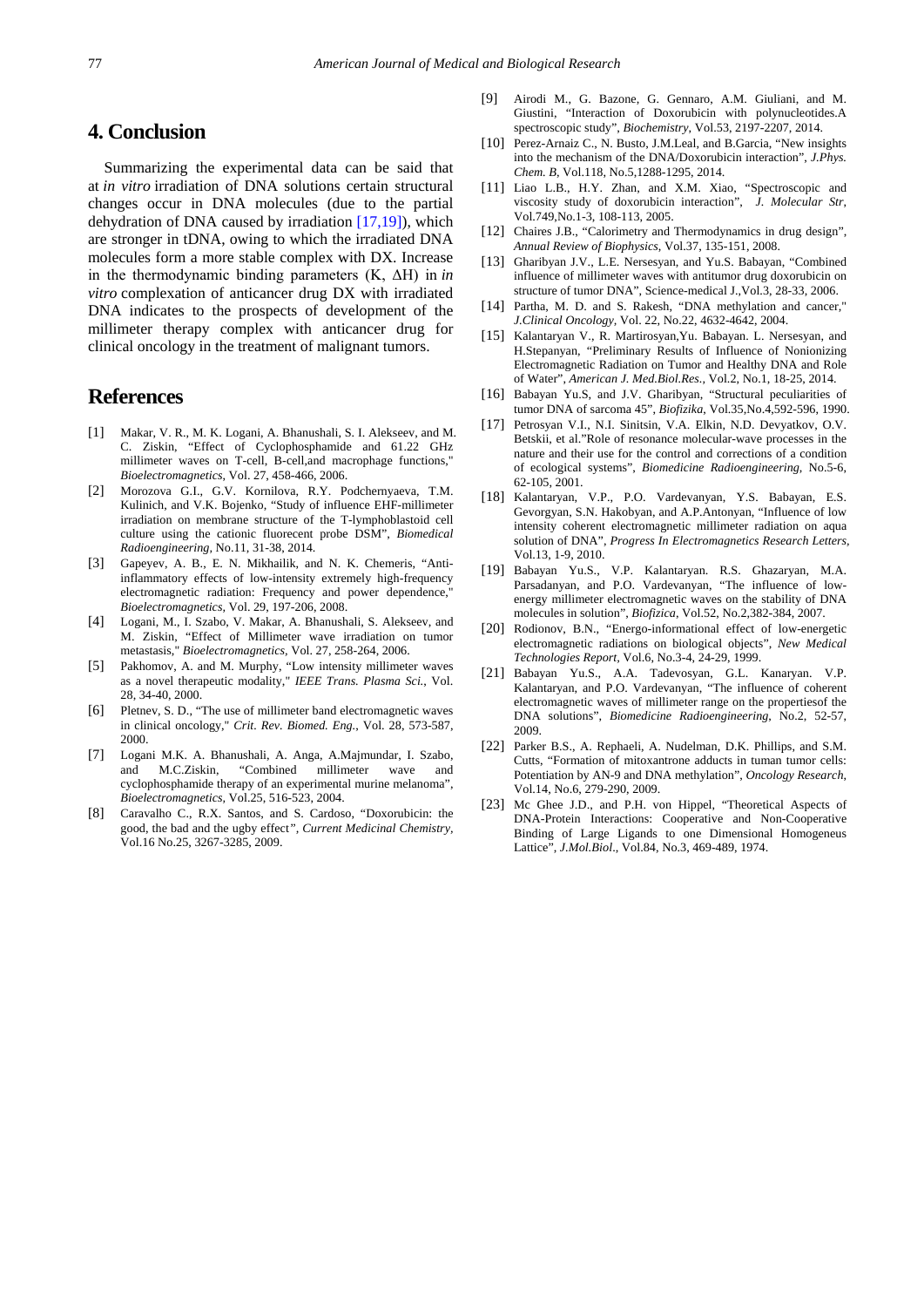## 4. Conclusion

Summarizing the experimental data can be said that at *in vitro* irradiation of DNA solutions certain structural changes occur in DNA molecules (due to the partial dehydration of DNA caused by irradiation [17,19]), which are stronger in tDNA, owing to which the irradiated DNA molecules form a more stable complex with DX. Increase in the thermodynamic binding parameters (K, ΔH) in *in vitro* complexation of anticancer drug DX with irradiated DNA indicates to the prospects of development of the millimeter therapy complex with anticancer drug for clinical oncology in the treatment of malignant tumors.

## References

[1] Makar, V. R., M. K. Logani, A. Bhanushali, S. I. Alekseev, and M. C. Ziskin, "Effect of Cyclophosphamide and 61.22 GHz millimeter waves on T-cell, B-cell,and macrophage functions," *Bioelectromagnetics*, Vol. 27, 458-466, 2006.

[2] Morozova G.I., G.V. Kornilova, R.Y. Podchernyaeva, T.M. Kulinich, and V.K. Bojenko, "Study of influence EHF-millimeter irradiation on membrane structure of the T-lymphoblastoid cell culture using the cationic fluorecent probe DSM", *Biomedical Radioengineering*, No.11, 31-38, 2014.

[3] Gapeyev, A. B., E. N. Mikhailik, and N. K. Chemeris, "Anti-inflammatory effects of low-intensity extremely high-frequency electromagnetic radiation: Frequency and power dependence," *Bioelectromagnetics*, Vol. 29, 197-206, 2008.

[4] Logani, M., I. Szabo, V. Makar, A. Bhanushali, S. Alekseev, and M. Ziskin, "Effect of Millimeter wave irradiation on tumor metastasis," *Bioelectromagnetics*, Vol. 27, 258-264, 2006.

[5] Pakhomov, A. and M. Murphy, "Low intensity millimeter waves as a novel therapeutic modality," *IEEE Trans. Plasma Sci.*, Vol. 28, 34-40, 2000.

[6] Pletnev, S. D., "The use of millimeter band electromagnetic waves in clinical oncology," *Crit. Rev. Biomed. Eng.*, Vol. 28, 573-587, 2000.

[7] Logani M.K. A. Bhanushali, A. Anga, A.Majmundar, I. Szabo, and M.C.Ziskin, "Combined millimeter wave and cyclophosphamide therapy of an experimental murine melanoma", *Bioelectromagnetics*, Vol.25, 516-523, 2004.

[8] Caravalho C., R.X. Santos, and S. Cardoso, "Doxorubicin: the good, the bad and the ugby effect", *Current Medicinal Chemistry*, Vol.16 No.25, 3267-3285, 2009.

[9] Airodi M., G. Bazone, G. Gennaro, A.M. Giuliani, and M. Giustini, "Interaction of Doxorubicin with polynucleotides.A spectroscopic study", *Biochemistry*, Vol.53, 2197-2207, 2014.

[10] Perez-Arnaiz C., N. Busto, J.M.Leal, and B.Garcia, "New insights into the mechanism of the DNA/Doxorubicin interaction", *J.Phys. Chem. B*, Vol.118, No.5,1288-1295, 2014.

[11] Liao L.B., H.Y. Zhan, and X.M. Xiao, "Spectroscopic and viscosity study of doxorubicin interaction", *J. Molecular Str*, Vol.749,No.1-3, 108-113, 2005.

[12] Chaires J.B., "Calorimetry and Thermodynamics in drug design", *Annual Review of Biophysics*, Vol.37, 135-151, 2008.

[13] Gharibyan J.V., L.E. Nersesyan, and Yu.S. Babayan, "Combined influence of millimeter waves with antitumor drug doxorubicin on structure of tumor DNA", Science-medical J.,Vol.3, 28-33, 2006.

[14] Partha, M. D. and S. Rakesh, "DNA methylation and cancer," *J.Clinical Oncology*, Vol. 22, No.22, 4632-4642, 2004.

[15] Kalantaryan V., R. Martirosyan,Yu. Babayan. L. Nersesyan, and H.Stepanyan, "Preliminary Results of Influence of Nonionizing Electromagnetic Radiation on Tumor and Healthy DNA and Role of Water", *American J. Med.Biol.Res.*, Vol.2, No.1, 18-25, 2014.

[16] Babayan Yu.S, and J.V. Gharibyan, "Structural peculiarities of tumor DNA of sarcoma 45", *Biofizika*, Vol.35,No.4,592-596, 1990.

[17] Petrosyan V.I., N.I. Sinitsin, V.A. Elkin, N.D. Devyatkov, O.V. Betskii, et al."Role of resonance molecular-wave processes in the nature and their use for the control and corrections of a condition of ecological systems", *Biomedicine Radioengineering*, No.5-6, 62-105, 2001.

[18] Kalantaryan, V.P., P.O. Vardevanyan, Y.S. Babayan, E.S. Gevorgyan, S.N. Hakobyan, and A.P.Antonyan, "Influence of low intensity coherent electromagnetic millimeter radiation on aqua solution of DNA", *Progress In Electromagnetics Research Letters*, Vol.13, 1-9, 2010.

[19] Babayan Yu.S., V.P. Kalantaryan. R.S. Ghazaryan, M.A. Parsadanyan, and P.O. Vardevanyan, "The influence of low-energy millimeter electromagnetic waves on the stability of DNA molecules in solution", *Biofizica*, Vol.52, No.2,382-384, 2007.

[20] Rodionov, B.N., "Energo-informational effect of low-energetic electromagnetic radiations on biological objects", *New Medical Technologies Report*, Vol.6, No.3-4, 24-29, 1999.

[21] Babayan Yu.S., A.A. Tadevosyan, G.L. Kanaryan. V.P. Kalantaryan, and P.O. Vardevanyan, "The influence of coherent electromagnetic waves of millimeter range on the propertiesof the DNA solutions", *Biomedicine Radioengineering*, No.2, 52-57, 2009.

[22] Parker B.S., A. Rephaeli, A. Nudelman, D.K. Phillips, and S.M. Cutts, "Formation of mitoxantrone adducts in tuman tumor cells: Potentiation by AN-9 and DNA methylation", *Oncology Research*, Vol.14, No.6, 279-290, 2009.

[23] Mc Ghee J.D., and P.H. von Hippel, "Theoretical Aspects of DNA-Protein Interactions: Cooperative and Non-Cooperative Binding of Large Ligands to one Dimensional Homogeneus Lattice", *J.Mol.Biol*., Vol.84, No.3, 469-489, 1974.